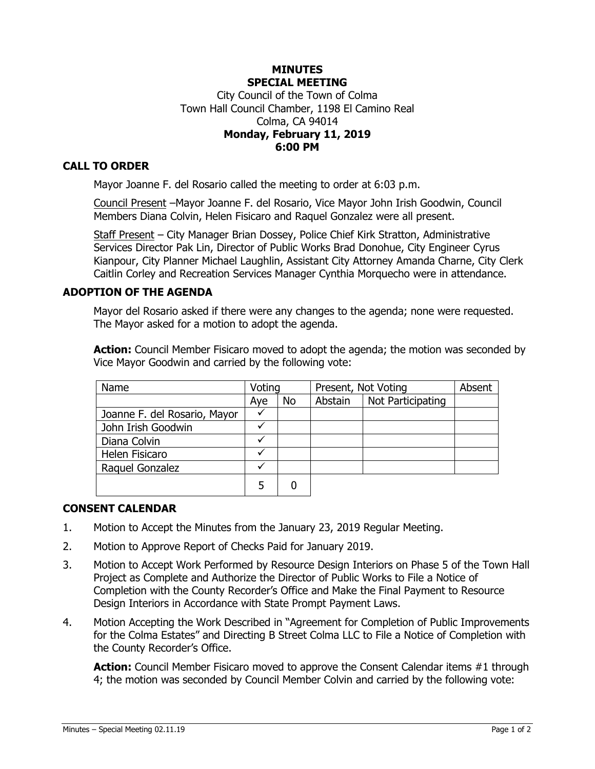**MINUTES**
**SPECIAL MEETING**
City Council of the Town of Colma
Town Hall Council Chamber, 1198 El Camino Real
Colma, CA 94014
**Monday, February 11, 2019**
**6:00 PM**

## CALL TO ORDER

Mayor Joanne F. del Rosario called the meeting to order at 6:03 p.m.

Council Present –Mayor Joanne F. del Rosario, Vice Mayor John Irish Goodwin, Council Members Diana Colvin, Helen Fisicaro and Raquel Gonzalez were all present.

Staff Present – City Manager Brian Dossey, Police Chief Kirk Stratton, Administrative Services Director Pak Lin, Director of Public Works Brad Donohue, City Engineer Cyrus Kianpour, City Planner Michael Laughlin, Assistant City Attorney Amanda Charne, City Clerk Caitlin Corley and Recreation Services Manager Cynthia Morquecho were in attendance.

## ADOPTION OF THE AGENDA

Mayor del Rosario asked if there were any changes to the agenda; none were requested. The Mayor asked for a motion to adopt the agenda.

**Action:** Council Member Fisicaro moved to adopt the agenda; the motion was seconded by Vice Mayor Goodwin and carried by the following vote:

| Name | Voting | | Present, Not Voting | | Absent |
|---|---|---|---|---|---|
| | Aye | No | Abstain | Not Participating | |
| Joanne F. del Rosario, Mayor | ✓ | | | | |
| John Irish Goodwin | ✓ | | | | |
| Diana Colvin | ✓ | | | | |
| Helen Fisicaro | ✓ | | | | |
| Raquel Gonzalez | ✓ | | | | |
| | 5 | 0 | | | |

## CONSENT CALENDAR

1. Motion to Accept the Minutes from the January 23, 2019 Regular Meeting.
2. Motion to Approve Report of Checks Paid for January 2019.
3. Motion to Accept Work Performed by Resource Design Interiors on Phase 5 of the Town Hall Project as Complete and Authorize the Director of Public Works to File a Notice of Completion with the County Recorder's Office and Make the Final Payment to Resource Design Interiors in Accordance with State Prompt Payment Laws.
4. Motion Accepting the Work Described in "Agreement for Completion of Public Improvements for the Colma Estates" and Directing B Street Colma LLC to File a Notice of Completion with the County Recorder's Office.

**Action:** Council Member Fisicaro moved to approve the Consent Calendar items #1 through 4; the motion was seconded by Council Member Colvin and carried by the following vote: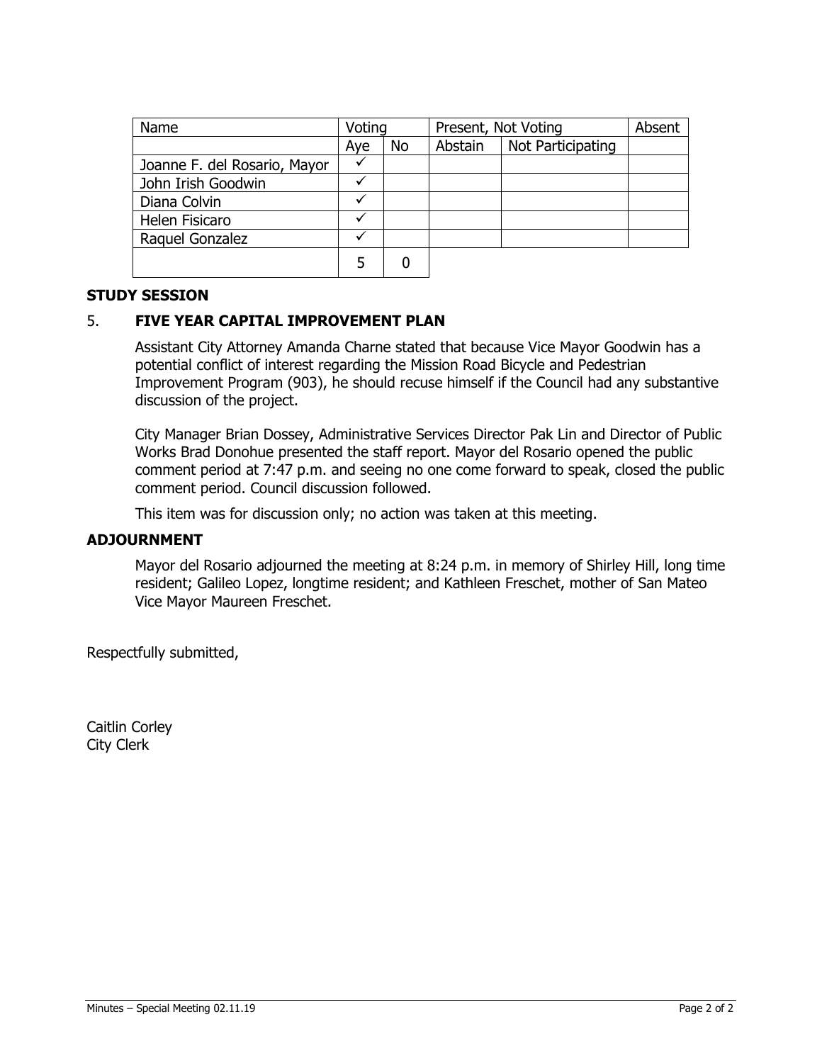| Name | Voting | | Present, Not Voting | | Absent |
|---|---|---|---|---|---|
| | Aye | No | Abstain | Not Participating | |
| Joanne F. del Rosario, Mayor | ✓ | | | | |
| John Irish Goodwin | ✓ | | | | |
| Diana Colvin | ✓ | | | | |
| Helen Fisicaro | ✓ | | | | |
| Raquel Gonzalez | ✓ | | | | |
| | 5 | 0 | | | |

**STUDY SESSION**

5. **FIVE YEAR CAPITAL IMPROVEMENT PLAN**

Assistant City Attorney Amanda Charne stated that because Vice Mayor Goodwin has a potential conflict of interest regarding the Mission Road Bicycle and Pedestrian Improvement Program (903), he should recuse himself if the Council had any substantive discussion of the project.

City Manager Brian Dossey, Administrative Services Director Pak Lin and Director of Public Works Brad Donohue presented the staff report. Mayor del Rosario opened the public comment period at 7:47 p.m. and seeing no one come forward to speak, closed the public comment period. Council discussion followed.

This item was for discussion only; no action was taken at this meeting.

**ADJOURNMENT**

Mayor del Rosario adjourned the meeting at 8:24 p.m. in memory of Shirley Hill, long time resident; Galileo Lopez, longtime resident; and Kathleen Freschet, mother of San Mateo Vice Mayor Maureen Freschet.

Respectfully submitted,

Caitlin Corley
City Clerk